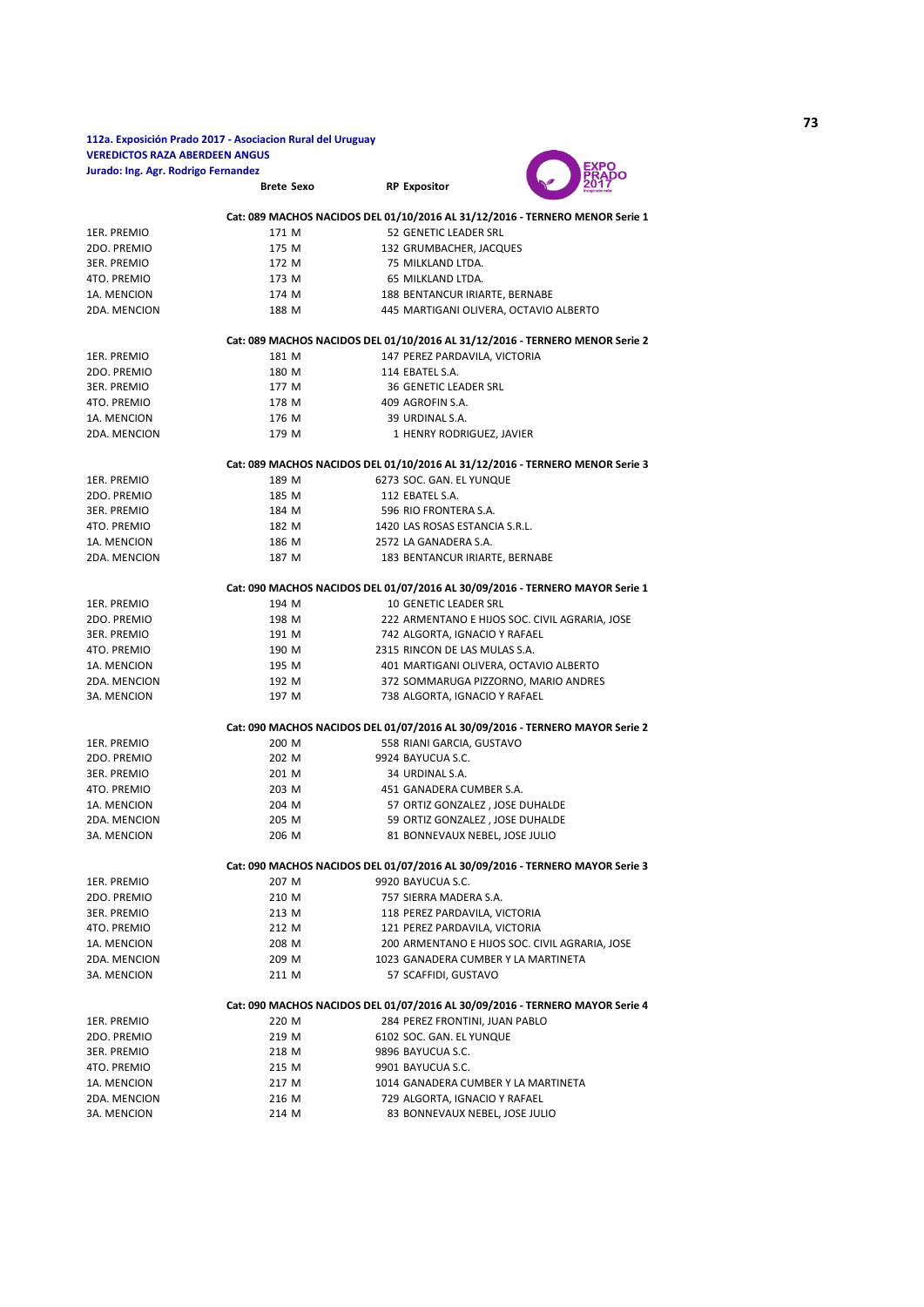**112a. Exposición Prado 2017 - Asociacion Rural del Uruguay**
**VEREDICTOS RAZA ABERDEEN ANGUS**
**Jurado: Ing. Agr. Rodrigo Fernandez**

| | Brete | Sexo | RP | Expositor |
|---|---|---|---|---|
| | | | | **Cat: 089 MACHOS NACIDOS DEL 01/10/2016 AL 31/12/2016 - TERNERO MENOR Serie 1** |
| 1ER. PREMIO | 171 | M | 52 | GENETIC LEADER SRL |
| 2DO. PREMIO | 175 | M | 132 | GRUMBACHER, JACQUES |
| 3ER. PREMIO | 172 | M | 75 | MILKLAND LTDA. |
| 4TO. PREMIO | 173 | M | 65 | MILKLAND LTDA. |
| 1A. MENCION | 174 | M | 188 | BENTANCUR IRIARTE, BERNABE |
| 2DA. MENCION | 188 | M | 445 | MARTIGANI OLIVERA, OCTAVIO ALBERTO |
| | | | | **Cat: 089 MACHOS NACIDOS DEL 01/10/2016 AL 31/12/2016 - TERNERO MENOR Serie 2** |
| 1ER. PREMIO | 181 | M | 147 | PEREZ PARDAVILA, VICTORIA |
| 2DO. PREMIO | 180 | M | 114 | EBATEL S.A. |
| 3ER. PREMIO | 177 | M | 36 | GENETIC LEADER SRL |
| 4TO. PREMIO | 178 | M | 409 | AGROFIN S.A. |
| 1A. MENCION | 176 | M | 39 | URDINAL S.A. |
| 2DA. MENCION | 179 | M | 1 | HENRY RODRIGUEZ, JAVIER |
| | | | | **Cat: 089 MACHOS NACIDOS DEL 01/10/2016 AL 31/12/2016 - TERNERO MENOR Serie 3** |
| 1ER. PREMIO | 189 | M | 6273 | SOC. GAN. EL YUNQUE |
| 2DO. PREMIO | 185 | M | 112 | EBATEL S.A. |
| 3ER. PREMIO | 184 | M | 596 | RIO FRONTERA S.A. |
| 4TO. PREMIO | 182 | M | 1420 | LAS ROSAS ESTANCIA S.R.L. |
| 1A. MENCION | 186 | M | 2572 | LA GANADERA S.A. |
| 2DA. MENCION | 187 | M | 183 | BENTANCUR IRIARTE, BERNABE |
| | | | | **Cat: 090 MACHOS NACIDOS DEL 01/07/2016 AL 30/09/2016 - TERNERO MAYOR Serie 1** |
| 1ER. PREMIO | 194 | M | 10 | GENETIC LEADER SRL |
| 2DO. PREMIO | 198 | M | 222 | ARMENTANO E HIJOS SOC. CIVIL AGRARIA, JOSE |
| 3ER. PREMIO | 191 | M | 742 | ALGORTA, IGNACIO Y RAFAEL |
| 4TO. PREMIO | 190 | M | 2315 | RINCON DE LAS MULAS S.A. |
| 1A. MENCION | 195 | M | 401 | MARTIGANI OLIVERA, OCTAVIO ALBERTO |
| 2DA. MENCION | 192 | M | 372 | SOMMARUGA PIZZORNO, MARIO ANDRES |
| 3A. MENCION | 197 | M | 738 | ALGORTA, IGNACIO Y RAFAEL |
| | | | | **Cat: 090 MACHOS NACIDOS DEL 01/07/2016 AL 30/09/2016 - TERNERO MAYOR Serie 2** |
| 1ER. PREMIO | 200 | M | 558 | RIANI GARCIA, GUSTAVO |
| 2DO. PREMIO | 202 | M | 9924 | BAYUCUA S.C. |
| 3ER. PREMIO | 201 | M | 34 | URDINAL S.A. |
| 4TO. PREMIO | 203 | M | 451 | GANADERA CUMBER S.A. |
| 1A. MENCION | 204 | M | 57 | ORTIZ GONZALEZ , JOSE DUHALDE |
| 2DA. MENCION | 205 | M | 59 | ORTIZ GONZALEZ , JOSE DUHALDE |
| 3A. MENCION | 206 | M | 81 | BONNEVAUX NEBEL, JOSE JULIO |
| | | | | **Cat: 090 MACHOS NACIDOS DEL 01/07/2016 AL 30/09/2016 - TERNERO MAYOR Serie 3** |
| 1ER. PREMIO | 207 | M | 9920 | BAYUCUA S.C. |
| 2DO. PREMIO | 210 | M | 757 | SIERRA MADERA S.A. |
| 3ER. PREMIO | 213 | M | 118 | PEREZ PARDAVILA, VICTORIA |
| 4TO. PREMIO | 212 | M | 121 | PEREZ PARDAVILA, VICTORIA |
| 1A. MENCION | 208 | M | 200 | ARMENTANO E HIJOS SOC. CIVIL AGRARIA, JOSE |
| 2DA. MENCION | 209 | M | 1023 | GANADERA CUMBER Y LA MARTINETA |
| 3A. MENCION | 211 | M | 57 | SCAFFIDI, GUSTAVO |
| | | | | **Cat: 090 MACHOS NACIDOS DEL 01/07/2016 AL 30/09/2016 - TERNERO MAYOR Serie 4** |
| 1ER. PREMIO | 220 | M | 284 | PEREZ FRONTINI, JUAN PABLO |
| 2DO. PREMIO | 219 | M | 6102 | SOC. GAN. EL YUNQUE |
| 3ER. PREMIO | 218 | M | 9896 | BAYUCUA S.C. |
| 4TO. PREMIO | 215 | M | 9901 | BAYUCUA S.C. |
| 1A. MENCION | 217 | M | 1014 | GANADERA CUMBER Y LA MARTINETA |
| 2DA. MENCION | 216 | M | 729 | ALGORTA, IGNACIO Y RAFAEL |
| 3A. MENCION | 214 | M | 83 | BONNEVAUX NEBEL, JOSE JULIO |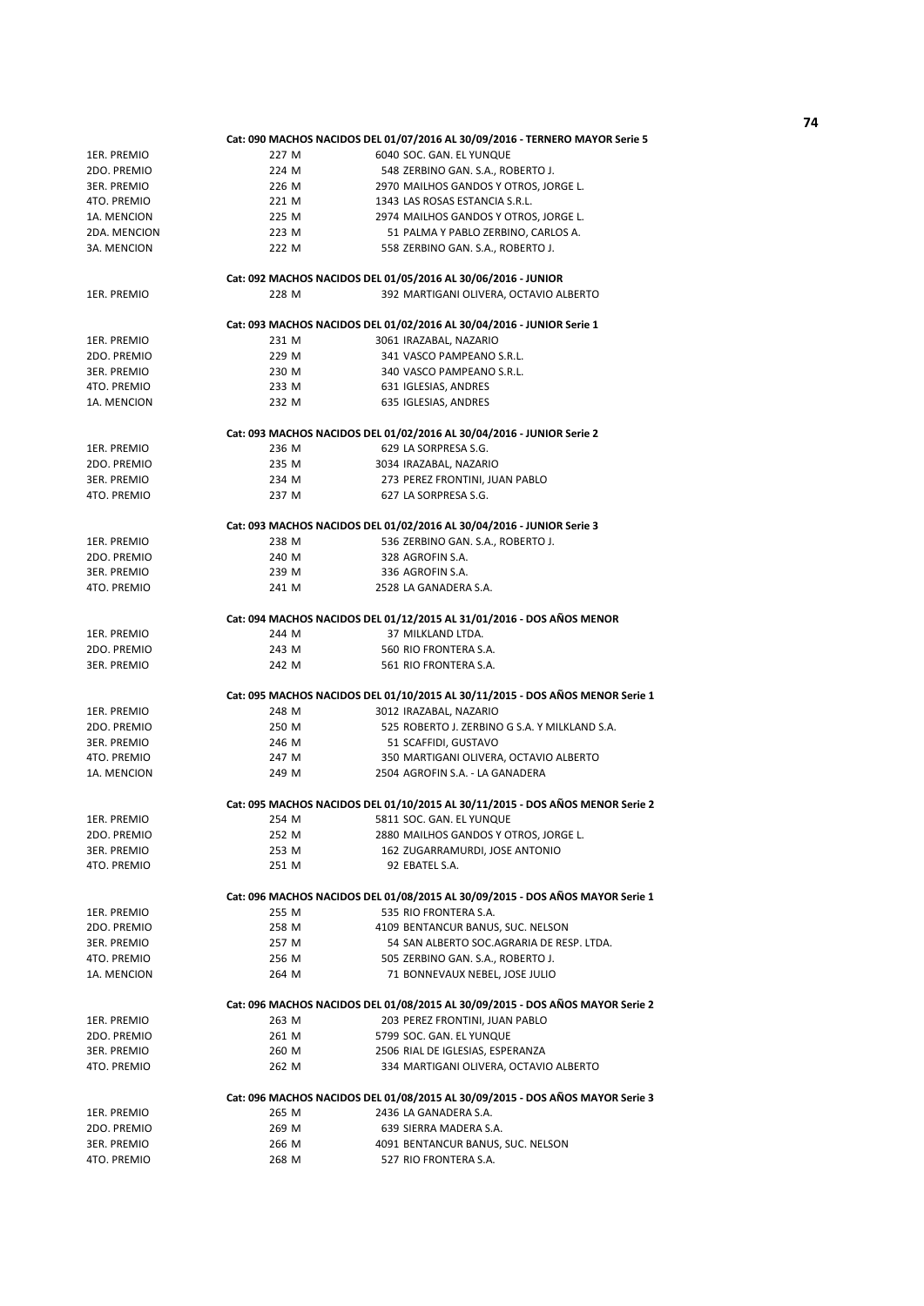**Cat: 090 MACHOS NACIDOS DEL 01/07/2016 AL 30/09/2016 - TERNERO MAYOR Serie 5**

| | | |
|---|---|---|
| 1ER. PREMIO | 227 M | 6040 SOC. GAN. EL YUNQUE |
| 2DO. PREMIO | 224 M | 548 ZERBINO GAN. S.A., ROBERTO J. |
| 3ER. PREMIO | 226 M | 2970 MAILHOS GANDOS Y OTROS, JORGE L. |
| 4TO. PREMIO | 221 M | 1343 LAS ROSAS ESTANCIA S.R.L. |
| 1A. MENCION | 225 M | 2974 MAILHOS GANDOS Y OTROS, JORGE L. |
| 2DA. MENCION | 223 M | 51 PALMA Y PABLO ZERBINO, CARLOS A. |
| 3A. MENCION | 222 M | 558 ZERBINO GAN. S.A., ROBERTO J. |

**Cat: 092 MACHOS NACIDOS DEL 01/05/2016 AL 30/06/2016 - JUNIOR**

| | | |
|---|---|---|
| 1ER. PREMIO | 228 M | 392 MARTIGANI OLIVERA, OCTAVIO ALBERTO |

**Cat: 093 MACHOS NACIDOS DEL 01/02/2016 AL 30/04/2016 - JUNIOR Serie 1**

| | | |
|---|---|---|
| 1ER. PREMIO | 231 M | 3061 IRAZABAL, NAZARIO |
| 2DO. PREMIO | 229 M | 341 VASCO PAMPEANO S.R.L. |
| 3ER. PREMIO | 230 M | 340 VASCO PAMPEANO S.R.L. |
| 4TO. PREMIO | 233 M | 631 IGLESIAS, ANDRES |
| 1A. MENCION | 232 M | 635 IGLESIAS, ANDRES |

**Cat: 093 MACHOS NACIDOS DEL 01/02/2016 AL 30/04/2016 - JUNIOR Serie 2**

| | | |
|---|---|---|
| 1ER. PREMIO | 236 M | 629 LA SORPRESA S.G. |
| 2DO. PREMIO | 235 M | 3034 IRAZABAL, NAZARIO |
| 3ER. PREMIO | 234 M | 273 PEREZ FRONTINI, JUAN PABLO |
| 4TO. PREMIO | 237 M | 627 LA SORPRESA S.G. |

**Cat: 093 MACHOS NACIDOS DEL 01/02/2016 AL 30/04/2016 - JUNIOR Serie 3**

| | | |
|---|---|---|
| 1ER. PREMIO | 238 M | 536 ZERBINO GAN. S.A., ROBERTO J. |
| 2DO. PREMIO | 240 M | 328 AGROFIN S.A. |
| 3ER. PREMIO | 239 M | 336 AGROFIN S.A. |
| 4TO. PREMIO | 241 M | 2528 LA GANADERA S.A. |

**Cat: 094 MACHOS NACIDOS DEL 01/12/2015 AL 31/01/2016 - DOS AÑOS MENOR**

| | | |
|---|---|---|
| 1ER. PREMIO | 244 M | 37 MILKLAND LTDA. |
| 2DO. PREMIO | 243 M | 560 RIO FRONTERA S.A. |
| 3ER. PREMIO | 242 M | 561 RIO FRONTERA S.A. |

**Cat: 095 MACHOS NACIDOS DEL 01/10/2015 AL 30/11/2015 - DOS AÑOS MENOR Serie 1**

| | | |
|---|---|---|
| 1ER. PREMIO | 248 M | 3012 IRAZABAL, NAZARIO |
| 2DO. PREMIO | 250 M | 525 ROBERTO J. ZERBINO G S.A. Y MILKLAND S.A. |
| 3ER. PREMIO | 246 M | 51 SCAFFIDI, GUSTAVO |
| 4TO. PREMIO | 247 M | 350 MARTIGANI OLIVERA, OCTAVIO ALBERTO |
| 1A. MENCION | 249 M | 2504 AGROFIN S.A. - LA GANADERA |

**Cat: 095 MACHOS NACIDOS DEL 01/10/2015 AL 30/11/2015 - DOS AÑOS MENOR Serie 2**

| | | |
|---|---|---|
| 1ER. PREMIO | 254 M | 5811 SOC. GAN. EL YUNQUE |
| 2DO. PREMIO | 252 M | 2880 MAILHOS GANDOS Y OTROS, JORGE L. |
| 3ER. PREMIO | 253 M | 162 ZUGARRAMURDI, JOSE ANTONIO |
| 4TO. PREMIO | 251 M | 92 EBATEL S.A. |

**Cat: 096 MACHOS NACIDOS DEL 01/08/2015 AL 30/09/2015 - DOS AÑOS MAYOR Serie 1**

| | | |
|---|---|---|
| 1ER. PREMIO | 255 M | 535 RIO FRONTERA S.A. |
| 2DO. PREMIO | 258 M | 4109 BENTANCUR BANUS, SUC. NELSON |
| 3ER. PREMIO | 257 M | 54 SAN ALBERTO SOC.AGRARIA DE RESP. LTDA. |
| 4TO. PREMIO | 256 M | 505 ZERBINO GAN. S.A., ROBERTO J. |
| 1A. MENCION | 264 M | 71 BONNEVAUX NEBEL, JOSE JULIO |

**Cat: 096 MACHOS NACIDOS DEL 01/08/2015 AL 30/09/2015 - DOS AÑOS MAYOR Serie 2**

| | | |
|---|---|---|
| 1ER. PREMIO | 263 M | 203 PEREZ FRONTINI, JUAN PABLO |
| 2DO. PREMIO | 261 M | 5799 SOC. GAN. EL YUNQUE |
| 3ER. PREMIO | 260 M | 2506 RIAL DE IGLESIAS, ESPERANZA |
| 4TO. PREMIO | 262 M | 334 MARTIGANI OLIVERA, OCTAVIO ALBERTO |

**Cat: 096 MACHOS NACIDOS DEL 01/08/2015 AL 30/09/2015 - DOS AÑOS MAYOR Serie 3**

| | | |
|---|---|---|
| 1ER. PREMIO | 265 M | 2436 LA GANADERA S.A. |
| 2DO. PREMIO | 269 M | 639 SIERRA MADERA S.A. |
| 3ER. PREMIO | 266 M | 4091 BENTANCUR BANUS, SUC. NELSON |
| 4TO. PREMIO | 268 M | 527 RIO FRONTERA S.A. |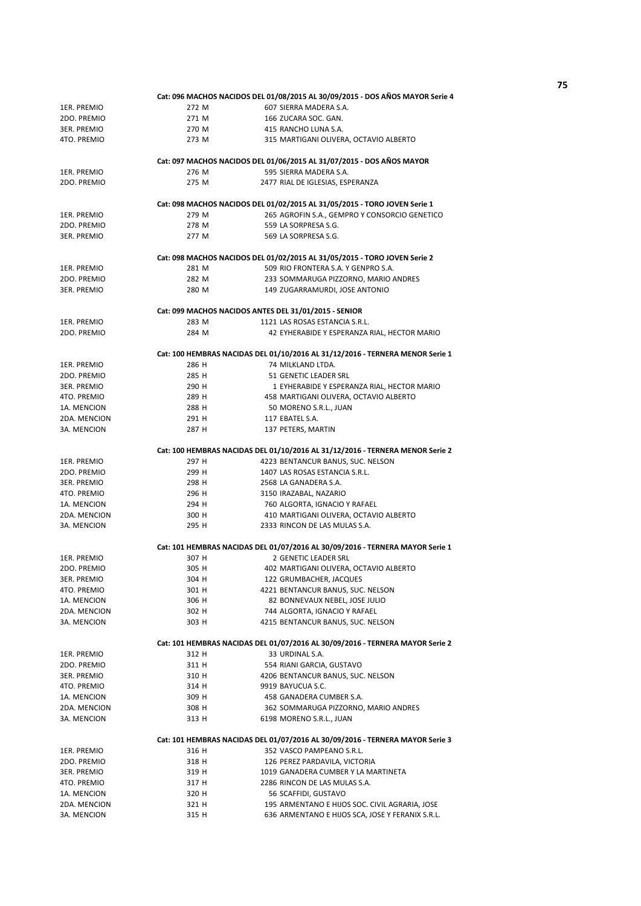**Cat: 096 MACHOS NACIDOS DEL 01/08/2015 AL 30/09/2015 - DOS AÑOS MAYOR Serie 4**

| | | |
|---|---|---|
| 1ER. PREMIO | 272 M | 607 SIERRA MADERA S.A. |
| 2DO. PREMIO | 271 M | 166 ZUCARA SOC. GAN. |
| 3ER. PREMIO | 270 M | 415 RANCHO LUNA S.A. |
| 4TO. PREMIO | 273 M | 315 MARTIGANI OLIVERA, OCTAVIO ALBERTO |

**Cat: 097 MACHOS NACIDOS DEL 01/06/2015 AL 31/07/2015 - DOS AÑOS MAYOR**

| | | |
|---|---|---|
| 1ER. PREMIO | 276 M | 595 SIERRA MADERA S.A. |
| 2DO. PREMIO | 275 M | 2477 RIAL DE IGLESIAS, ESPERANZA |

**Cat: 098 MACHOS NACIDOS DEL 01/02/2015 AL 31/05/2015 - TORO JOVEN Serie 1**

| | | |
|---|---|---|
| 1ER. PREMIO | 279 M | 265 AGROFIN S.A., GEMPRO Y CONSORCIO GENETICO |
| 2DO. PREMIO | 278 M | 559 LA SORPRESA S.G. |
| 3ER. PREMIO | 277 M | 569 LA SORPRESA S.G. |

**Cat: 098 MACHOS NACIDOS DEL 01/02/2015 AL 31/05/2015 - TORO JOVEN Serie 2**

| | | |
|---|---|---|
| 1ER. PREMIO | 281 M | 509 RIO FRONTERA S.A. Y GENPRO S.A. |
| 2DO. PREMIO | 282 M | 233 SOMMARUGA PIZZORNO, MARIO ANDRES |
| 3ER. PREMIO | 280 M | 149 ZUGARRAMURDI, JOSE ANTONIO |

**Cat: 099 MACHOS NACIDOS ANTES DEL 31/01/2015 - SENIOR**

| | | |
|---|---|---|
| 1ER. PREMIO | 283 M | 1121 LAS ROSAS ESTANCIA S.R.L. |
| 2DO. PREMIO | 284 M | 42 EYHERABIDE Y ESPERANZA RIAL, HECTOR MARIO |

**Cat: 100 HEMBRAS NACIDAS DEL 01/10/2016 AL 31/12/2016 - TERNERA MENOR Serie 1**

| | | |
|---|---|---|
| 1ER. PREMIO | 286 H | 74 MILKLAND LTDA. |
| 2DO. PREMIO | 285 H | 51 GENETIC LEADER SRL |
| 3ER. PREMIO | 290 H | 1 EYHERABIDE Y ESPERANZA RIAL, HECTOR MARIO |
| 4TO. PREMIO | 289 H | 458 MARTIGANI OLIVERA, OCTAVIO ALBERTO |
| 1A. MENCION | 288 H | 50 MORENO S.R.L., JUAN |
| 2DA. MENCION | 291 H | 117 EBATEL S.A. |
| 3A. MENCION | 287 H | 137 PETERS, MARTIN |

**Cat: 100 HEMBRAS NACIDAS DEL 01/10/2016 AL 31/12/2016 - TERNERA MENOR Serie 2**

| | | |
|---|---|---|
| 1ER. PREMIO | 297 H | 4223 BENTANCUR BANUS, SUC. NELSON |
| 2DO. PREMIO | 299 H | 1407 LAS ROSAS ESTANCIA S.R.L. |
| 3ER. PREMIO | 298 H | 2568 LA GANADERA S.A. |
| 4TO. PREMIO | 296 H | 3150 IRAZABAL, NAZARIO |
| 1A. MENCION | 294 H | 760 ALGORTA, IGNACIO Y RAFAEL |
| 2DA. MENCION | 300 H | 410 MARTIGANI OLIVERA, OCTAVIO ALBERTO |
| 3A. MENCION | 295 H | 2333 RINCON DE LAS MULAS S.A. |

**Cat: 101 HEMBRAS NACIDAS DEL 01/07/2016 AL 30/09/2016 - TERNERA MAYOR Serie 1**

| | | |
|---|---|---|
| 1ER. PREMIO | 307 H | 2 GENETIC LEADER SRL |
| 2DO. PREMIO | 305 H | 402 MARTIGANI OLIVERA, OCTAVIO ALBERTO |
| 3ER. PREMIO | 304 H | 122 GRUMBACHER, JACQUES |
| 4TO. PREMIO | 301 H | 4221 BENTANCUR BANUS, SUC. NELSON |
| 1A. MENCION | 306 H | 82 BONNEVAUX NEBEL, JOSE JULIO |
| 2DA. MENCION | 302 H | 744 ALGORTA, IGNACIO Y RAFAEL |
| 3A. MENCION | 303 H | 4215 BENTANCUR BANUS, SUC. NELSON |

**Cat: 101 HEMBRAS NACIDAS DEL 01/07/2016 AL 30/09/2016 - TERNERA MAYOR Serie 2**

| | | |
|---|---|---|
| 1ER. PREMIO | 312 H | 33 URDINAL S.A. |
| 2DO. PREMIO | 311 H | 554 RIANI GARCIA, GUSTAVO |
| 3ER. PREMIO | 310 H | 4206 BENTANCUR BANUS, SUC. NELSON |
| 4TO. PREMIO | 314 H | 9919 BAYUCUA S.C. |
| 1A. MENCION | 309 H | 458 GANADERA CUMBER S.A. |
| 2DA. MENCION | 308 H | 362 SOMMARUGA PIZZORNO, MARIO ANDRES |
| 3A. MENCION | 313 H | 6198 MORENO S.R.L., JUAN |

**Cat: 101 HEMBRAS NACIDAS DEL 01/07/2016 AL 30/09/2016 - TERNERA MAYOR Serie 3**

| | | |
|---|---|---|
| 1ER. PREMIO | 316 H | 352 VASCO PAMPEANO S.R.L. |
| 2DO. PREMIO | 318 H | 126 PEREZ PARDAVILA, VICTORIA |
| 3ER. PREMIO | 319 H | 1019 GANADERA CUMBER Y LA MARTINETA |
| 4TO. PREMIO | 317 H | 2286 RINCON DE LAS MULAS S.A. |
| 1A. MENCION | 320 H | 56 SCAFFIDI, GUSTAVO |
| 2DA. MENCION | 321 H | 195 ARMENTANO E HIJOS SOC. CIVIL AGRARIA, JOSE |
| 3A. MENCION | 315 H | 636 ARMENTANO E HIJOS SCA, JOSE Y FERANIX S.R.L. |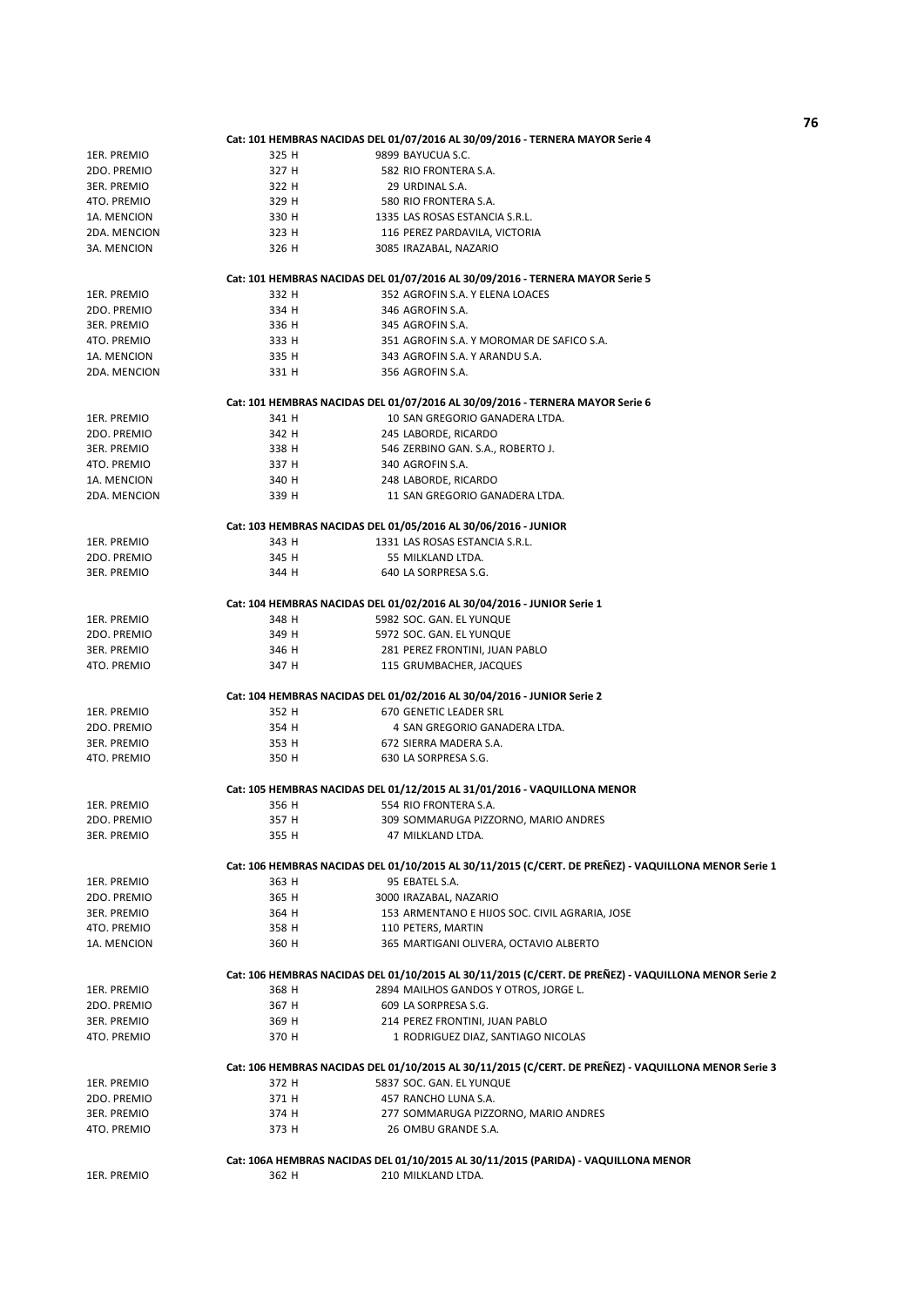**Cat: 101 HEMBRAS NACIDAS DEL 01/07/2016 AL 30/09/2016 - TERNERA MAYOR Serie 4**

| | | |
|---|---|---|
| 1ER. PREMIO | 325 H | 9899 BAYUCUA S.C. |
| 2DO. PREMIO | 327 H | 582 RIO FRONTERA S.A. |
| 3ER. PREMIO | 322 H | 29 URDINAL S.A. |
| 4TO. PREMIO | 329 H | 580 RIO FRONTERA S.A. |
| 1A. MENCION | 330 H | 1335 LAS ROSAS ESTANCIA S.R.L. |
| 2DA. MENCION | 323 H | 116 PEREZ PARDAVILA, VICTORIA |
| 3A. MENCION | 326 H | 3085 IRAZABAL, NAZARIO |

**Cat: 101 HEMBRAS NACIDAS DEL 01/07/2016 AL 30/09/2016 - TERNERA MAYOR Serie 5**

| | | |
|---|---|---|
| 1ER. PREMIO | 332 H | 352 AGROFIN S.A. Y ELENA LOACES |
| 2DO. PREMIO | 334 H | 346 AGROFIN S.A. |
| 3ER. PREMIO | 336 H | 345 AGROFIN S.A. |
| 4TO. PREMIO | 333 H | 351 AGROFIN S.A. Y MOROMAR DE SAFICO S.A. |
| 1A. MENCION | 335 H | 343 AGROFIN S.A. Y ARANDU S.A. |
| 2DA. MENCION | 331 H | 356 AGROFIN S.A. |

**Cat: 101 HEMBRAS NACIDAS DEL 01/07/2016 AL 30/09/2016 - TERNERA MAYOR Serie 6**

| | | |
|---|---|---|
| 1ER. PREMIO | 341 H | 10 SAN GREGORIO GANADERA LTDA. |
| 2DO. PREMIO | 342 H | 245 LABORDE, RICARDO |
| 3ER. PREMIO | 338 H | 546 ZERBINO GAN. S.A., ROBERTO J. |
| 4TO. PREMIO | 337 H | 340 AGROFIN S.A. |
| 1A. MENCION | 340 H | 248 LABORDE, RICARDO |
| 2DA. MENCION | 339 H | 11 SAN GREGORIO GANADERA LTDA. |

**Cat: 103 HEMBRAS NACIDAS DEL 01/05/2016 AL 30/06/2016 - JUNIOR**

| | | |
|---|---|---|
| 1ER. PREMIO | 343 H | 1331 LAS ROSAS ESTANCIA S.R.L. |
| 2DO. PREMIO | 345 H | 55 MILKLAND LTDA. |
| 3ER. PREMIO | 344 H | 640 LA SORPRESA S.G. |

**Cat: 104 HEMBRAS NACIDAS DEL 01/02/2016 AL 30/04/2016 - JUNIOR Serie 1**

| | | |
|---|---|---|
| 1ER. PREMIO | 348 H | 5982 SOC. GAN. EL YUNQUE |
| 2DO. PREMIO | 349 H | 5972 SOC. GAN. EL YUNQUE |
| 3ER. PREMIO | 346 H | 281 PEREZ FRONTINI, JUAN PABLO |
| 4TO. PREMIO | 347 H | 115 GRUMBACHER, JACQUES |

**Cat: 104 HEMBRAS NACIDAS DEL 01/02/2016 AL 30/04/2016 - JUNIOR Serie 2**

| | | |
|---|---|---|
| 1ER. PREMIO | 352 H | 670 GENETIC LEADER SRL |
| 2DO. PREMIO | 354 H | 4 SAN GREGORIO GANADERA LTDA. |
| 3ER. PREMIO | 353 H | 672 SIERRA MADERA S.A. |
| 4TO. PREMIO | 350 H | 630 LA SORPRESA S.G. |

**Cat: 105 HEMBRAS NACIDAS DEL 01/12/2015 AL 31/01/2016 - VAQUILLONA MENOR**

| | | |
|---|---|---|
| 1ER. PREMIO | 356 H | 554 RIO FRONTERA S.A. |
| 2DO. PREMIO | 357 H | 309 SOMMARUGA PIZZORNO, MARIO ANDRES |
| 3ER. PREMIO | 355 H | 47 MILKLAND LTDA. |

**Cat: 106 HEMBRAS NACIDAS DEL 01/10/2015 AL 30/11/2015 (C/CERT. DE PREÑEZ) - VAQUILLONA MENOR Serie 1**

| | | |
|---|---|---|
| 1ER. PREMIO | 363 H | 95 EBATEL S.A. |
| 2DO. PREMIO | 365 H | 3000 IRAZABAL, NAZARIO |
| 3ER. PREMIO | 364 H | 153 ARMENTANO E HIJOS SOC. CIVIL AGRARIA, JOSE |
| 4TO. PREMIO | 358 H | 110 PETERS, MARTIN |
| 1A. MENCION | 360 H | 365 MARTIGANI OLIVERA, OCTAVIO ALBERTO |

**Cat: 106 HEMBRAS NACIDAS DEL 01/10/2015 AL 30/11/2015 (C/CERT. DE PREÑEZ) - VAQUILLONA MENOR Serie 2**

| | | |
|---|---|---|
| 1ER. PREMIO | 368 H | 2894 MAILHOS GANDOS Y OTROS, JORGE L. |
| 2DO. PREMIO | 367 H | 609 LA SORPRESA S.G. |
| 3ER. PREMIO | 369 H | 214 PEREZ FRONTINI, JUAN PABLO |
| 4TO. PREMIO | 370 H | 1 RODRIGUEZ DIAZ, SANTIAGO NICOLAS |

**Cat: 106 HEMBRAS NACIDAS DEL 01/10/2015 AL 30/11/2015 (C/CERT. DE PREÑEZ) - VAQUILLONA MENOR Serie 3**

| | | |
|---|---|---|
| 1ER. PREMIO | 372 H | 5837 SOC. GAN. EL YUNQUE |
| 2DO. PREMIO | 371 H | 457 RANCHO LUNA S.A. |
| 3ER. PREMIO | 374 H | 277 SOMMARUGA PIZZORNO, MARIO ANDRES |
| 4TO. PREMIO | 373 H | 26 OMBU GRANDE S.A. |

**Cat: 106A HEMBRAS NACIDAS DEL 01/10/2015 AL 30/11/2015 (PARIDA) - VAQUILLONA MENOR**

| | | |
|---|---|---|
| 1ER. PREMIO | 362 H | 210 MILKLAND LTDA. |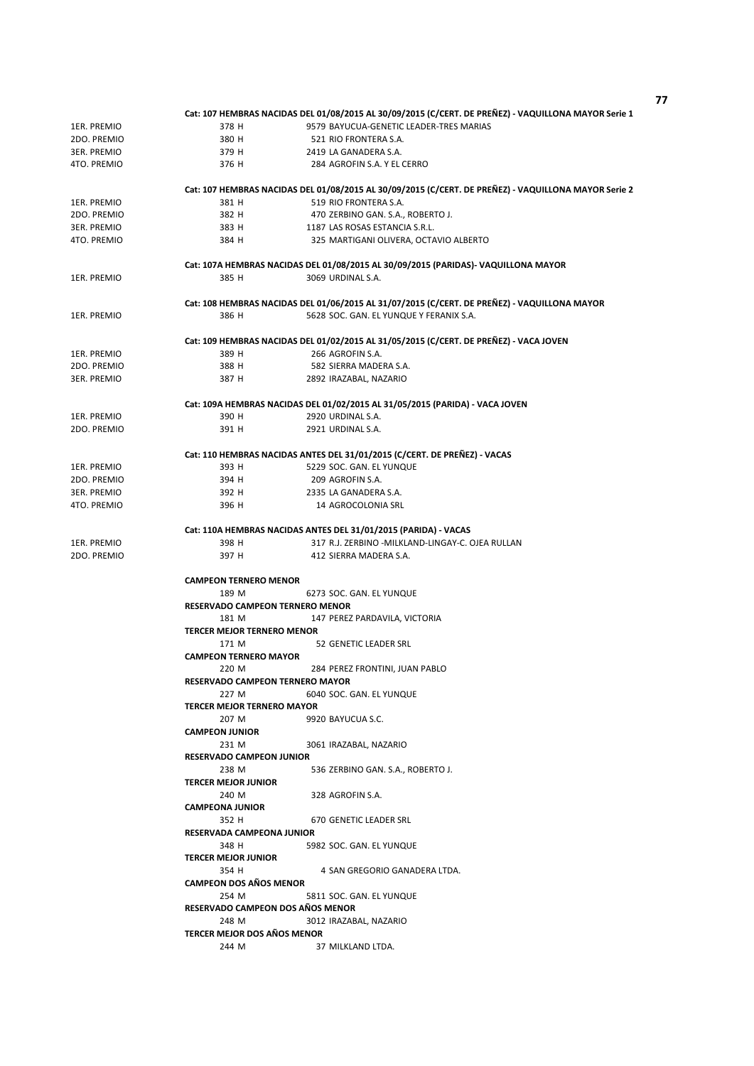**Cat: 107 HEMBRAS NACIDAS DEL 01/08/2015 AL 30/09/2015 (C/CERT. DE PREÑEZ) - VAQUILLONA MAYOR Serie 1**

| | | |
|---|---|---|
| 1ER. PREMIO | 378 H | 9579 BAYUCUA-GENETIC LEADER-TRES MARIAS |
| 2DO. PREMIO | 380 H | 521 RIO FRONTERA S.A. |
| 3ER. PREMIO | 379 H | 2419 LA GANADERA S.A. |
| 4TO. PREMIO | 376 H | 284 AGROFIN S.A. Y EL CERRO |

**Cat: 107 HEMBRAS NACIDAS DEL 01/08/2015 AL 30/09/2015 (C/CERT. DE PREÑEZ) - VAQUILLONA MAYOR Serie 2**

| | | |
|---|---|---|
| 1ER. PREMIO | 381 H | 519 RIO FRONTERA S.A. |
| 2DO. PREMIO | 382 H | 470 ZERBINO GAN. S.A., ROBERTO J. |
| 3ER. PREMIO | 383 H | 1187 LAS ROSAS ESTANCIA S.R.L. |
| 4TO. PREMIO | 384 H | 325 MARTIGANI OLIVERA, OCTAVIO ALBERTO |

**Cat: 107A HEMBRAS NACIDAS DEL 01/08/2015 AL 30/09/2015 (PARIDAS)- VAQUILLONA MAYOR**

| | | |
|---|---|---|
| 1ER. PREMIO | 385 H | 3069 URDINAL S.A. |

**Cat: 108 HEMBRAS NACIDAS DEL 01/06/2015 AL 31/07/2015 (C/CERT. DE PREÑEZ) - VAQUILLONA MAYOR**

| | | |
|---|---|---|
| 1ER. PREMIO | 386 H | 5628 SOC. GAN. EL YUNQUE Y FERANIX S.A. |

**Cat: 109 HEMBRAS NACIDAS DEL 01/02/2015 AL 31/05/2015 (C/CERT. DE PREÑEZ) - VACA JOVEN**

| | | |
|---|---|---|
| 1ER. PREMIO | 389 H | 266 AGROFIN S.A. |
| 2DO. PREMIO | 388 H | 582 SIERRA MADERA S.A. |
| 3ER. PREMIO | 387 H | 2892 IRAZABAL, NAZARIO |

**Cat: 109A HEMBRAS NACIDAS DEL 01/02/2015 AL 31/05/2015 (PARIDA) - VACA JOVEN**

| | | |
|---|---|---|
| 1ER. PREMIO | 390 H | 2920 URDINAL S.A. |
| 2DO. PREMIO | 391 H | 2921 URDINAL S.A. |

**Cat: 110 HEMBRAS NACIDAS ANTES DEL 31/01/2015 (C/CERT. DE PREÑEZ) - VACAS**

| | | |
|---|---|---|
| 1ER. PREMIO | 393 H | 5229 SOC. GAN. EL YUNQUE |
| 2DO. PREMIO | 394 H | 209 AGROFIN S.A. |
| 3ER. PREMIO | 392 H | 2335 LA GANADERA S.A. |
| 4TO. PREMIO | 396 H | 14 AGROCOLONIA SRL |

**Cat: 110A HEMBRAS NACIDAS ANTES DEL 31/01/2015 (PARIDA) - VACAS**

| | | |
|---|---|---|
| 1ER. PREMIO | 398 H | 317 R.J. ZERBINO -MILKLAND-LINGAY-C. OJEA RULLAN |
| 2DO. PREMIO | 397 H | 412 SIERRA MADERA S.A. |

**CAMPEON TERNERO MENOR**
189 M 6273 SOC. GAN. EL YUNQUE

**RESERVADO CAMPEON TERNERO MENOR**
181 M 147 PEREZ PARDAVILA, VICTORIA

**TERCER MEJOR TERNERO MENOR**
171 M 52 GENETIC LEADER SRL

**CAMPEON TERNERO MAYOR**
220 M 284 PEREZ FRONTINI, JUAN PABLO

**RESERVADO CAMPEON TERNERO MAYOR**
227 M 6040 SOC. GAN. EL YUNQUE

**TERCER MEJOR TERNERO MAYOR**
207 M 9920 BAYUCUA S.C.

**CAMPEON JUNIOR**
231 M 3061 IRAZABAL, NAZARIO

**RESERVADO CAMPEON JUNIOR**
238 M 536 ZERBINO GAN. S.A., ROBERTO J.

**TERCER MEJOR JUNIOR**
240 M 328 AGROFIN S.A.

**CAMPEONA JUNIOR**
352 H 670 GENETIC LEADER SRL

**RESERVADA CAMPEONA JUNIOR**
348 H 5982 SOC. GAN. EL YUNQUE

**TERCER MEJOR JUNIOR**
354 H 4 SAN GREGORIO GANADERA LTDA.

**CAMPEON DOS AÑOS MENOR**
254 M 5811 SOC. GAN. EL YUNQUE

**RESERVADO CAMPEON DOS AÑOS MENOR**
248 M 3012 IRAZABAL, NAZARIO

**TERCER MEJOR DOS AÑOS MENOR**
244 M 37 MILKLAND LTDA.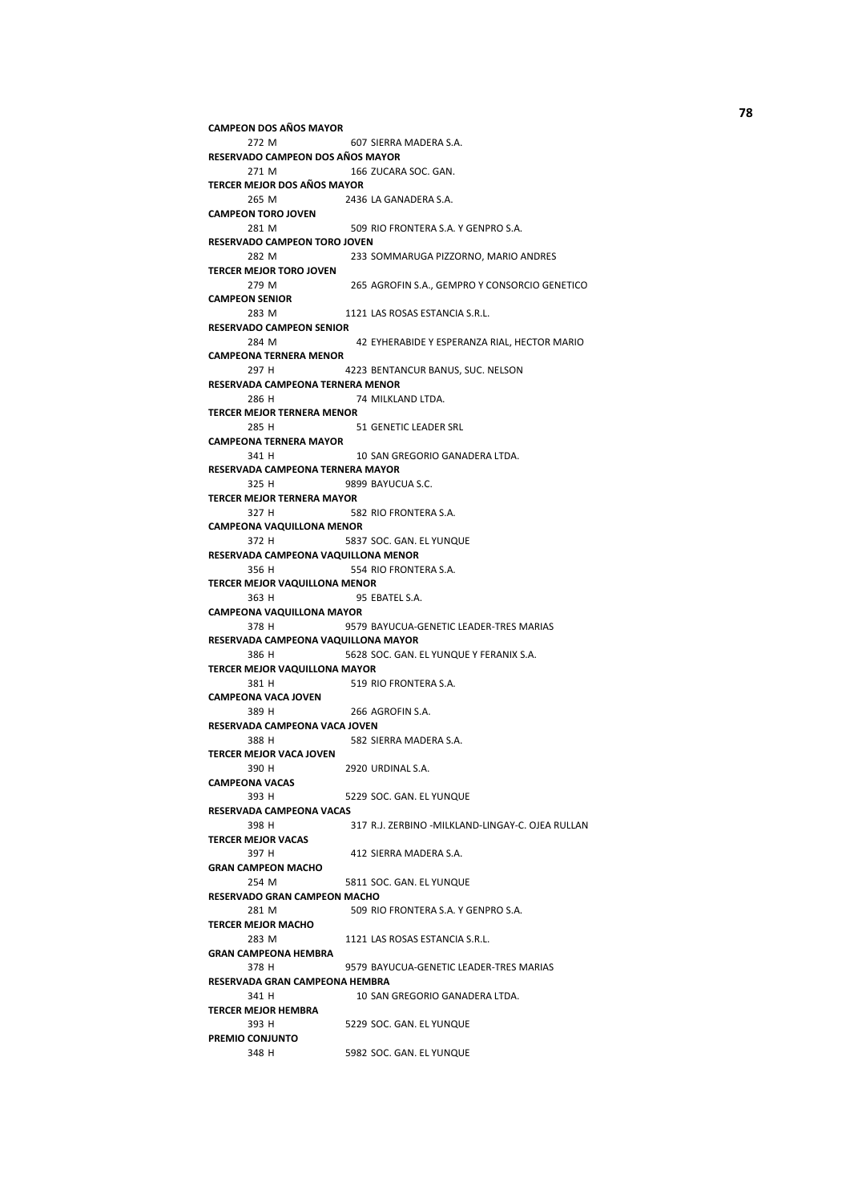**CAMPEON DOS AÑOS MAYOR**

272 M 607 SIERRA MADERA S.A.

**RESERVADO CAMPEON DOS AÑOS MAYOR**

271 M 166 ZUCARA SOC. GAN.

**TERCER MEJOR DOS AÑOS MAYOR**

265 M 2436 LA GANADERA S.A.

**CAMPEON TORO JOVEN**

281 M 509 RIO FRONTERA S.A. Y GENPRO S.A.

**RESERVADO CAMPEON TORO JOVEN**

282 M 233 SOMMARUGA PIZZORNO, MARIO ANDRES

**TERCER MEJOR TORO JOVEN**

279 M 265 AGROFIN S.A., GEMPRO Y CONSORCIO GENETICO

**CAMPEON SENIOR**

283 M 1121 LAS ROSAS ESTANCIA S.R.L.

**RESERVADO CAMPEON SENIOR**

284 M 42 EYHERABIDE Y ESPERANZA RIAL, HECTOR MARIO

**CAMPEONA TERNERA MENOR**

297 H 4223 BENTANCUR BANUS, SUC. NELSON

**RESERVADA CAMPEONA TERNERA MENOR**

286 H 74 MILKLAND LTDA.

**TERCER MEJOR TERNERA MENOR**

285 H 51 GENETIC LEADER SRL

**CAMPEONA TERNERA MAYOR**

341 H 10 SAN GREGORIO GANADERA LTDA.

**RESERVADA CAMPEONA TERNERA MAYOR**

325 H 9899 BAYUCUA S.C.

**TERCER MEJOR TERNERA MAYOR**

327 H 582 RIO FRONTERA S.A.

**CAMPEONA VAQUILLONA MENOR**

372 H 5837 SOC. GAN. EL YUNQUE

**RESERVADA CAMPEONA VAQUILLONA MENOR**

356 H 554 RIO FRONTERA S.A.

**TERCER MEJOR VAQUILLONA MENOR**

363 H 95 EBATEL S.A.

**CAMPEONA VAQUILLONA MAYOR**

378 H 9579 BAYUCUA-GENETIC LEADER-TRES MARIAS

**RESERVADA CAMPEONA VAQUILLONA MAYOR**

386 H 5628 SOC. GAN. EL YUNQUE Y FERANIX S.A.

**TERCER MEJOR VAQUILLONA MAYOR**

381 H 519 RIO FRONTERA S.A.

**CAMPEONA VACA JOVEN**

389 H 266 AGROFIN S.A.

**RESERVADA CAMPEONA VACA JOVEN**

388 H 582 SIERRA MADERA S.A.

**TERCER MEJOR VACA JOVEN**

390 H 2920 URDINAL S.A.

**CAMPEONA VACAS**

393 H 5229 SOC. GAN. EL YUNQUE

**RESERVADA CAMPEONA VACAS**

398 H 317 R.J. ZERBINO -MILKLAND-LINGAY-C. OJEA RULLAN

**TERCER MEJOR VACAS**

397 H 412 SIERRA MADERA S.A.

**GRAN CAMPEON MACHO**

254 M 5811 SOC. GAN. EL YUNQUE

**RESERVADO GRAN CAMPEON MACHO**

281 M 509 RIO FRONTERA S.A. Y GENPRO S.A.

**TERCER MEJOR MACHO**

283 M 1121 LAS ROSAS ESTANCIA S.R.L.

**GRAN CAMPEONA HEMBRA**

378 H 9579 BAYUCUA-GENETIC LEADER-TRES MARIAS

**RESERVADA GRAN CAMPEONA HEMBRA**

341 H 10 SAN GREGORIO GANADERA LTDA.

**TERCER MEJOR HEMBRA**

393 H 5229 SOC. GAN. EL YUNQUE

**PREMIO CONJUNTO**

348 H 5982 SOC. GAN. EL YUNQUE